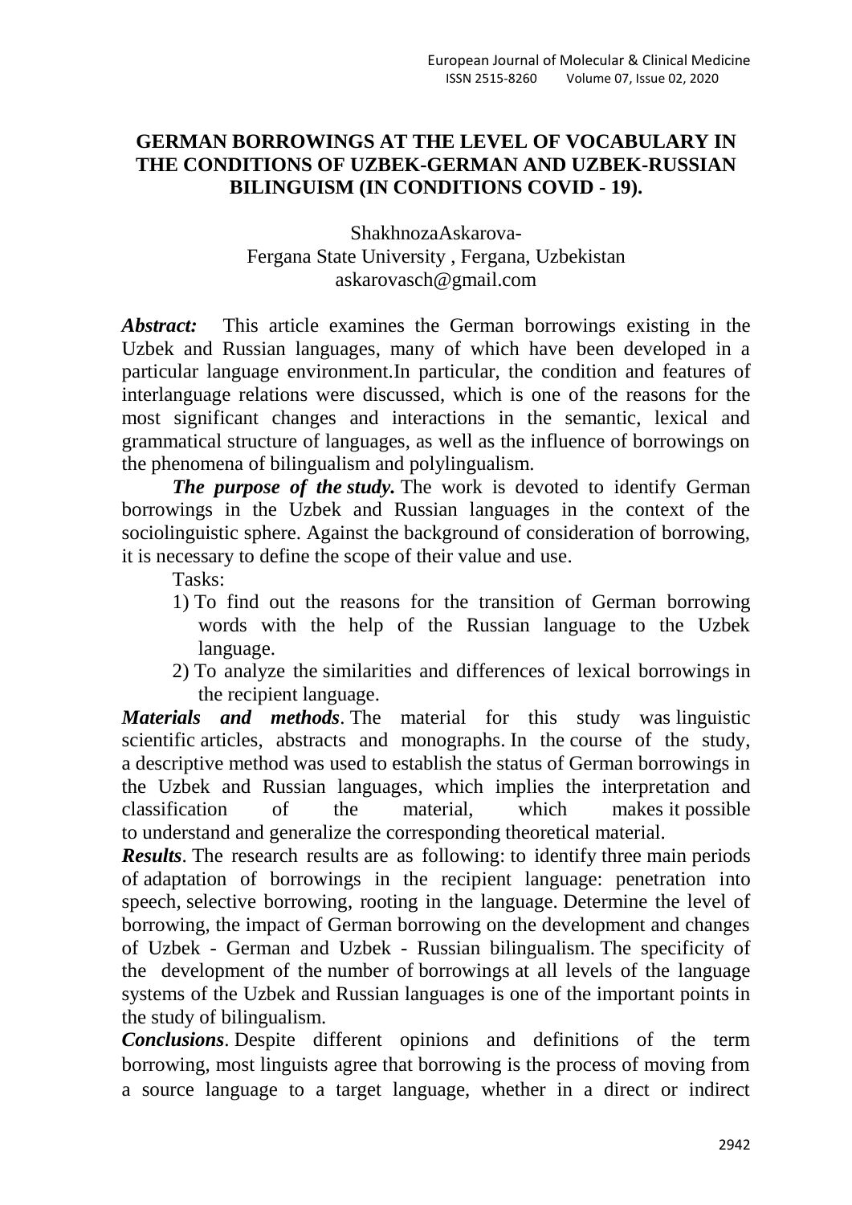# GERMAN BORROWINGS AT THE LEVEL OF VOCABULARY IN THE CONDITIONS OF UZBEK-GERMAN AND UZBEK-RUSSIAN BILINGUISM (IN CONDITIONS COVID - 19).

ShakhnozaAskarova-
Fergana State University , Fergana, Uzbekistan
askarovasch@gmail.com

***Abstract:*** This article examines the German borrowings existing in the Uzbek and Russian languages, many of which have been developed in a particular language environment.In particular, the condition and features of interlanguage relations were discussed, which is one of the reasons for the most significant changes and interactions in the semantic, lexical and grammatical structure of languages, as well as the influence of borrowings on the phenomena of bilingualism and polylingualism.

***The purpose of the study.*** The work is devoted to identify German borrowings in the Uzbek and Russian languages in the context of the sociolinguistic sphere. Against the background of consideration of borrowing, it is necessary to define the scope of their value and use.

Tasks:

1) To find out the reasons for the transition of German borrowing words with the help of the Russian language to the Uzbek language.
2) To analyze the similarities and differences of lexical borrowings in the recipient language.

***Materials and methods***. The material for this study was linguistic scientific articles, abstracts and monographs. In the course of the study, a descriptive method was used to establish the status of German borrowings in the Uzbek and Russian languages, which implies the interpretation and classification of the material, which makes it possible to understand and generalize the corresponding theoretical material.

***Results***. The research results are as following: to identify three main periods of adaptation of borrowings in the recipient language: penetration into speech, selective borrowing, rooting in the language. Determine the level of borrowing, the impact of German borrowing on the development and changes of Uzbek - German and Uzbek - Russian bilingualism. The specificity of the development of the number of borrowings at all levels of the language systems of the Uzbek and Russian languages is one of the important points in the study of bilingualism.

***Conclusions***. Despite different opinions and definitions of the term borrowing, most linguists agree that borrowing is the process of moving from a source language to a target language, whether in a direct or indirect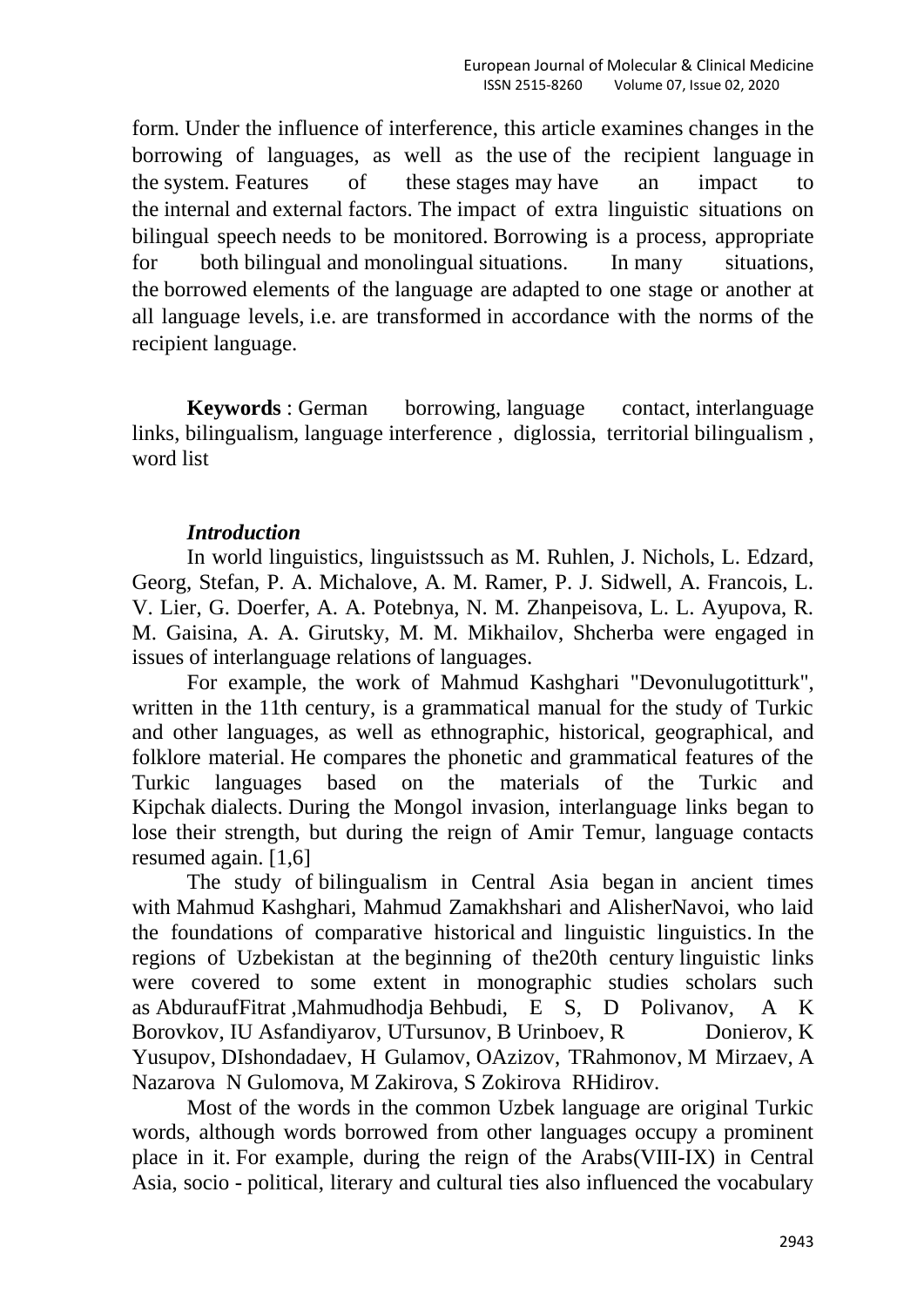form. Under the influence of interference, this article examines changes in the borrowing of languages, as well as the use of the recipient language in the system. Features of these stages may have an impact to the internal and external factors. The impact of extra linguistic situations on bilingual speech needs to be monitored. Borrowing is a process, appropriate for both bilingual and monolingual situations. In many situations, the borrowed elements of the language are adapted to one stage or another at all language levels, i.e. are transformed in accordance with the norms of the recipient language.

**Keywords** : German borrowing, language contact, interlanguage links, bilingualism, language interference , diglossia, territorial bilingualism , word list

### *Introduction*

In world linguistics, linguistssuch as M. Ruhlen, J. Nichols, L. Edzard, Georg, Stefan, P. A. Michalove, A. M. Ramer, P. J. Sidwell, A. Francois, L. V. Lier, G. Doerfer, A. A. Potebnya, N. M. Zhanpeisova, L. L. Ayupova, R. M. Gaisina, A. A. Girutsky, M. M. Mikhailov, Shcherba were engaged in issues of interlanguage relations of languages.

For example, the work of Mahmud Kashghari "Devonulugotitturk", written in the 11th century, is a grammatical manual for the study of Turkic and other languages, as well as ethnographic, historical, geographical, and folklore material. He compares the phonetic and grammatical features of the Turkic languages based on the materials of the Turkic and Kipchak dialects. During the Mongol invasion, interlanguage links began to lose their strength, but during the reign of Amir Temur, language contacts resumed again. [1,6]

The study of bilingualism in Central Asia began in ancient times with Mahmud Kashghari, Mahmud Zamakhshari and AlisherNavoi, who laid the foundations of comparative historical and linguistic linguistics. In the regions of Uzbekistan at the beginning of the20th century linguistic links were covered to some extent in monographic studies scholars such as AbduraufFitrat ,Mahmudhodja Behbudi, E S, D Polivanov, A K Borovkov, IU Asfandiyarov, UTursunov, B Urinboev, R Donierov, K Yusupov, DIshondadaev, H Gulamov, OAzizov, TRahmonov, M Mirzaev, A Nazarova N Gulomova, M Zakirova, S Zokirova RHidirov.

Most of the words in the common Uzbek language are original Turkic words, although words borrowed from other languages occupy a prominent place in it. For example, during the reign of the Arabs(VIII-IX) in Central Asia, socio - political, literary and cultural ties also influenced the vocabulary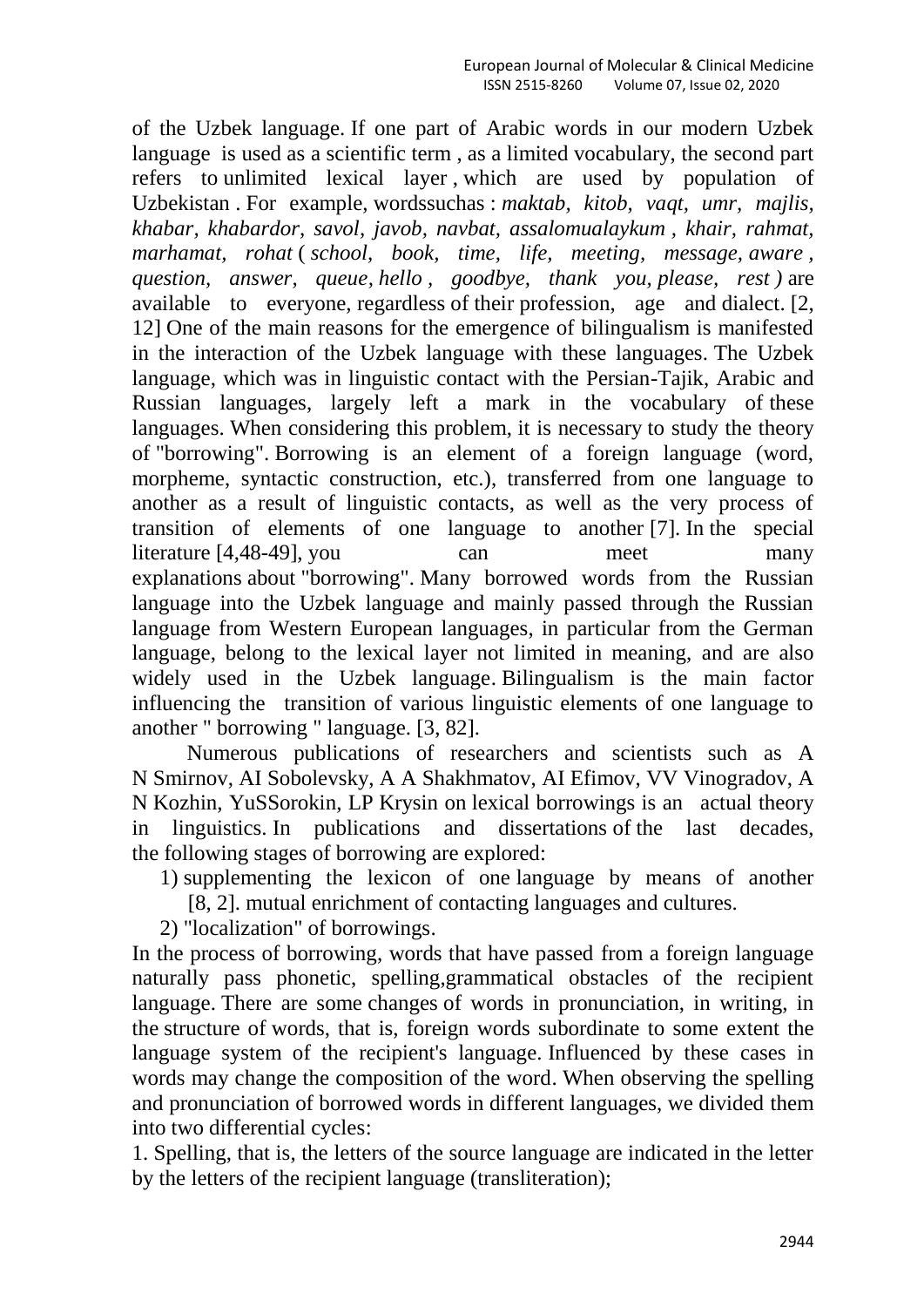of the Uzbek language. If one part of Arabic words in our modern Uzbek language is used as a scientific term , as a limited vocabulary, the second part refers to unlimited lexical layer , which are used by population of Uzbekistan . For example, wordssuchas : *maktab, kitob, vaqt, umr, majlis, khabar, khabardor, savol, javob, navbat, assalomualaykum , khair, rahmat, marhamat, rohat* ( *school, book, time, life, meeting, message, aware , question, answer, queue, hello , goodbye, thank you, please, rest )* are available to everyone, regardless of their profession, age and dialect. [2, 12] One of the main reasons for the emergence of bilingualism is manifested in the interaction of the Uzbek language with these languages. The Uzbek language, which was in linguistic contact with the Persian-Tajik, Arabic and Russian languages, largely left a mark in the vocabulary of these languages. When considering this problem, it is necessary to study the theory of "borrowing". Borrowing is an element of a foreign language (word, morpheme, syntactic construction, etc.), transferred from one language to another as a result of linguistic contacts, as well as the very process of transition of elements of one language to another [7]. In the special literature [4,48-49], you can meet many explanations about "borrowing". Many borrowed words from the Russian language into the Uzbek language and mainly passed through the Russian language from Western European languages, in particular from the German language, belong to the lexical layer not limited in meaning, and are also widely used in the Uzbek language. Bilingualism is the main factor influencing the transition of various linguistic elements of one language to another " borrowing " language. [3, 82].

Numerous publications of researchers and scientists such as A N Smirnov, AI Sobolevsky, A A Shakhmatov, AI Efimov, VV Vinogradov, A N Kozhin, YuSSorokin, LP Krysin on lexical borrowings is an actual theory in linguistics. In publications and dissertations of the last decades, the following stages of borrowing are explored:

1) supplementing the lexicon of one language by means of another [8, 2]. mutual enrichment of contacting languages and cultures.
2) "localization" of borrowings.

In the process of borrowing, words that have passed from a foreign language naturally pass phonetic, spelling,grammatical obstacles of the recipient language. There are some changes of words in pronunciation, in writing, in the structure of words, that is, foreign words subordinate to some extent the language system of the recipient's language. Influenced by these cases in words may change the composition of the word. When observing the spelling and pronunciation of borrowed words in different languages, we divided them into two differential cycles:

1. Spelling, that is, the letters of the source language are indicated in the letter by the letters of the recipient language (transliteration);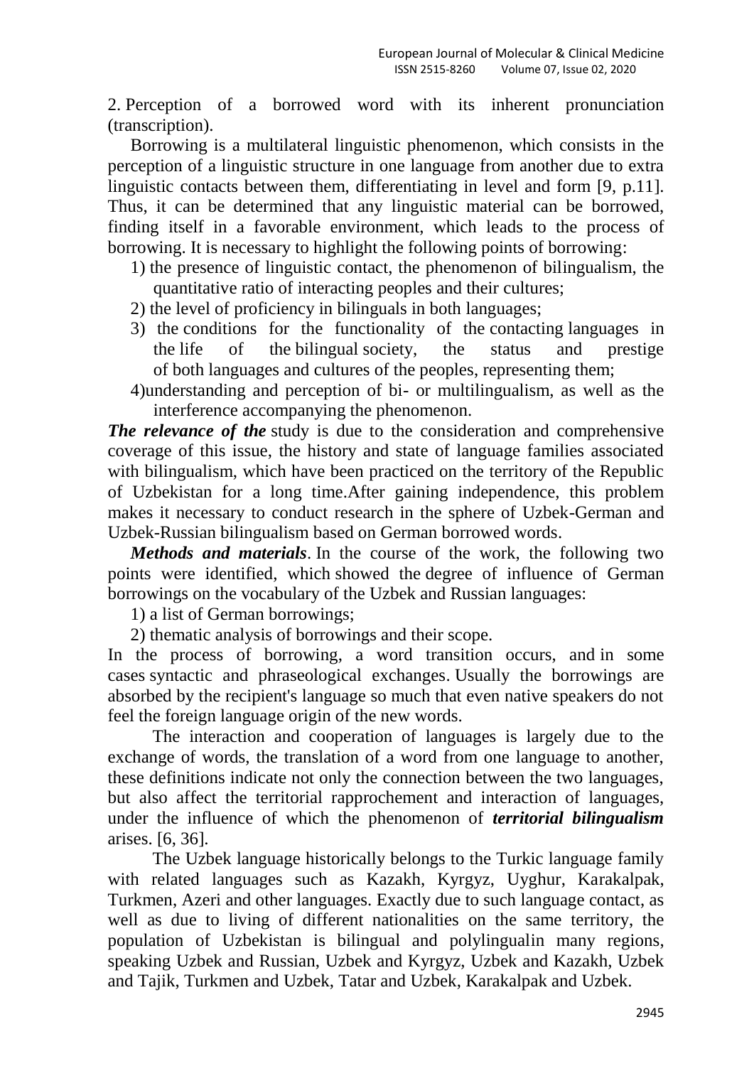2. Perception of a borrowed word with its inherent pronunciation (transcription).

Borrowing is a multilateral linguistic phenomenon, which consists in the perception of a linguistic structure in one language from another due to extra linguistic contacts between them, differentiating in level and form [9, p.11]. Thus, it can be determined that any linguistic material can be borrowed, finding itself in a favorable environment, which leads to the process of borrowing. It is necessary to highlight the following points of borrowing:

1) the presence of linguistic contact, the phenomenon of bilingualism, the quantitative ratio of interacting peoples and their cultures;
2) the level of proficiency in bilinguals in both languages;
3) the conditions for the functionality of the contacting languages in the life of the bilingual society, the status and prestige of both languages and cultures of the peoples, representing them;
4) understanding and perception of bi- or multilingualism, as well as the interference accompanying the phenomenon.

***The relevance of the*** study is due to the consideration and comprehensive coverage of this issue, the history and state of language families associated with bilingualism, which have been practiced on the territory of the Republic of Uzbekistan for a long time.After gaining independence, this problem makes it necessary to conduct research in the sphere of Uzbek-German and Uzbek-Russian bilingualism based on German borrowed words.

***Methods and materials***. In the course of the work, the following two points were identified, which showed the degree of influence of German borrowings on the vocabulary of the Uzbek and Russian languages:

1) a list of German borrowings;
2) thematic analysis of borrowings and their scope.

In the process of borrowing, a word transition occurs, and in some cases syntactic and phraseological exchanges. Usually the borrowings are absorbed by the recipient's language so much that even native speakers do not feel the foreign language origin of the new words.

The interaction and cooperation of languages is largely due to the exchange of words, the translation of a word from one language to another, these definitions indicate not only the connection between the two languages, but also affect the territorial rapprochement and interaction of languages, under the influence of which the phenomenon of ***territorial bilingualism*** arises. [6, 36].

The Uzbek language historically belongs to the Turkic language family with related languages such as Kazakh, Kyrgyz, Uyghur, Karakalpak, Turkmen, Azeri and other languages. Exactly due to such language contact, as well as due to living of different nationalities on the same territory, the population of Uzbekistan is bilingual and polylingualin many regions, speaking Uzbek and Russian, Uzbek and Kyrgyz, Uzbek and Kazakh, Uzbek and Tajik, Turkmen and Uzbek, Tatar and Uzbek, Karakalpak and Uzbek.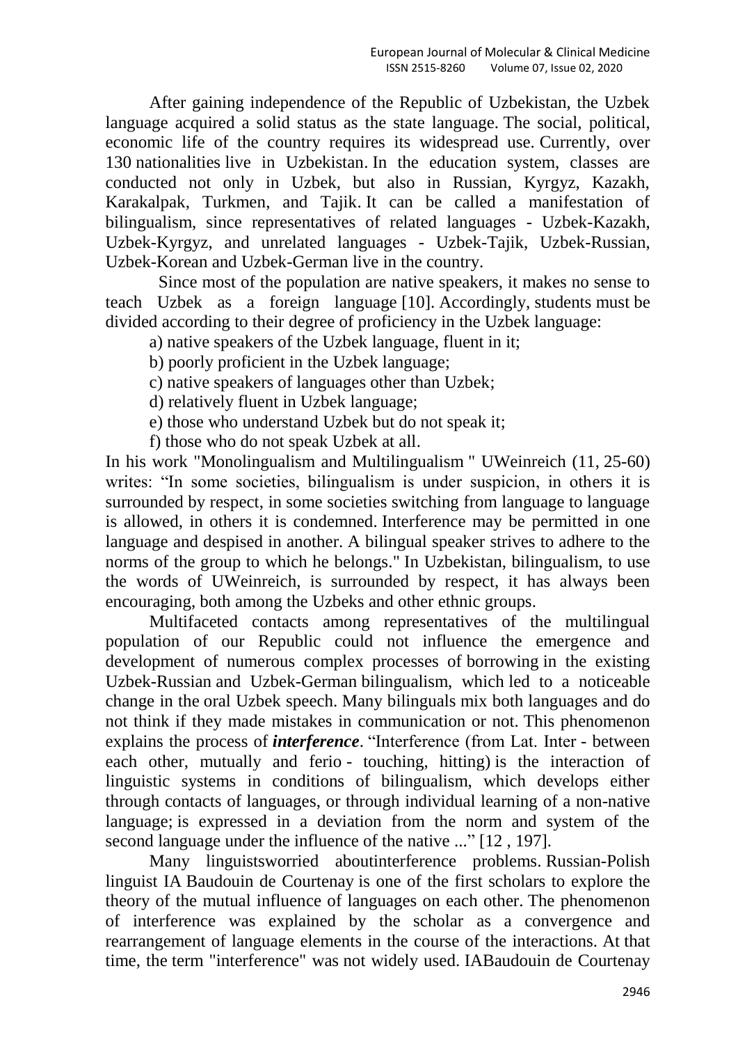After gaining independence of the Republic of Uzbekistan, the Uzbek language acquired a solid status as the state language. The social, political, economic life of the country requires its widespread use. Currently, over 130 nationalities live in Uzbekistan. In the education system, classes are conducted not only in Uzbek, but also in Russian, Kyrgyz, Kazakh, Karakalpak, Turkmen, and Tajik. It can be called a manifestation of bilingualism, since representatives of related languages - Uzbek-Kazakh, Uzbek-Kyrgyz, and unrelated languages - Uzbek-Tajik, Uzbek-Russian, Uzbek-Korean and Uzbek-German live in the country.

Since most of the population are native speakers, it makes no sense to teach Uzbek as a foreign language [10]. Accordingly, students must be divided according to their degree of proficiency in the Uzbek language:

a) native speakers of the Uzbek language, fluent in it;

b) poorly proficient in the Uzbek language;

c) native speakers of languages other than Uzbek;

d) relatively fluent in Uzbek language;

e) those who understand Uzbek but do not speak it;

f) those who do not speak Uzbek at all.

In his work "Monolingualism and Multilingualism " UWeinreich (11, 25-60) writes: “In some societies, bilingualism is under suspicion, in others it is surrounded by respect, in some societies switching from language to language is allowed, in others it is condemned. Interference may be permitted in one language and despised in another. A bilingual speaker strives to adhere to the norms of the group to which he belongs." In Uzbekistan, bilingualism, to use the words of UWeinreich, is surrounded by respect, it has always been encouraging, both among the Uzbeks and other ethnic groups.

Multifaceted contacts among representatives of the multilingual population of our Republic could not influence the emergence and development of numerous complex processes of borrowing in the existing Uzbek-Russian and Uzbek-German bilingualism, which led to a noticeable change in the oral Uzbek speech. Many bilinguals mix both languages and do not think if they made mistakes in communication or not. This phenomenon explains the process of ***interference***. “Interference (from Lat. Inter - between each other, mutually and ferio - touching, hitting) is the interaction of linguistic systems in conditions of bilingualism, which develops either through contacts of languages, or through individual learning of a non-native language; is expressed in a deviation from the norm and system of the second language under the influence of the native ...” [12 , 197].

Many linguistsworried aboutinterference problems. Russian-Polish linguist IA Baudouin de Courtenay is one of the first scholars to explore the theory of the mutual influence of languages on each other. The phenomenon of interference was explained by the scholar as a convergence and rearrangement of language elements in the course of the interactions. At that time, the term "interference" was not widely used. IABaudouin de Courtenay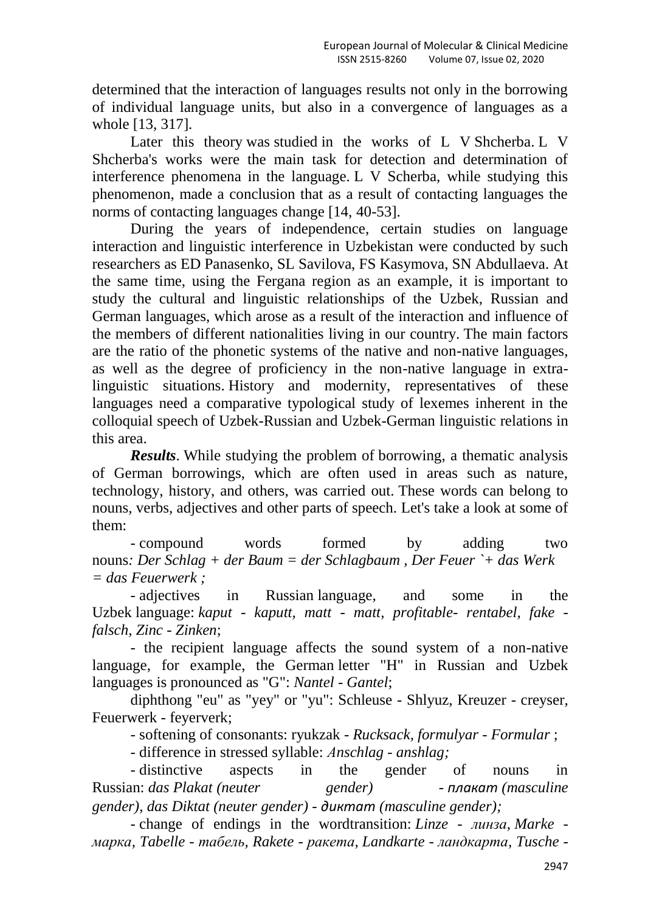determined that the interaction of languages results not only in the borrowing of individual language units, but also in a convergence of languages as a whole [13, 317].

Later this theory was studied in the works of L V Shcherba. L V Shcherba's works were the main task for detection and determination of interference phenomena in the language. L V Scherba, while studying this phenomenon, made a conclusion that as a result of contacting languages the norms of contacting languages change [14, 40-53].

During the years of independence, certain studies on language interaction and linguistic interference in Uzbekistan were conducted by such researchers as ED Panasenko, SL Savilova, FS Kasymova, SN Abdullaeva. At the same time, using the Fergana region as an example, it is important to study the cultural and linguistic relationships of the Uzbek, Russian and German languages, which arose as a result of the interaction and influence of the members of different nationalities living in our country. The main factors are the ratio of the phonetic systems of the native and non-native languages, as well as the degree of proficiency in the non-native language in extra-linguistic situations. History and modernity, representatives of these languages need a comparative typological study of lexemes inherent in the colloquial speech of Uzbek-Russian and Uzbek-German linguistic relations in this area.

***Results***. While studying the problem of borrowing, a thematic analysis of German borrowings, which are often used in areas such as nature, technology, history, and others, was carried out. These words can belong to nouns, verbs, adjectives and other parts of speech. Let's take a look at some of them:

- compound words formed by adding two nouns*: Der Schlag + der Baum = der Schlagbaum , Der Feuer `+ das Werk = das Feuerwerk ;*
- adjectives in Russian language, and some in the Uzbek language: *kaput - kaputt, matt - matt, profitable- rentabel, fake - falsch, Zinc - Zinken*;
- the recipient language affects the sound system of a non-native language, for example, the German letter "H" in Russian and Uzbek languages is pronounced as "G": *Nantel - Gantel*;

diphthong "eu" as "yey" or "yu": Schleuse - Shlyuz, Kreuzer - creyser, Feuerwerk - feyerverk;

- softening of consonants: ryukzak - *Rucksack, formulyar - Formular* ;
- difference in stressed syllable: *Anschlag - anshlag;*
- distinctive aspects in the gender of nouns in Russian: *das Plakat (neuter gender) - плакат (masculine gender), das Diktat (neuter gender) - диктат (masculine gender);*
- change of endings in the wordtransition: *Linze - линза, Marke - марка, Tabelle - табель, Rakete - ракета, Landkarte - ландкарта, Tusche -*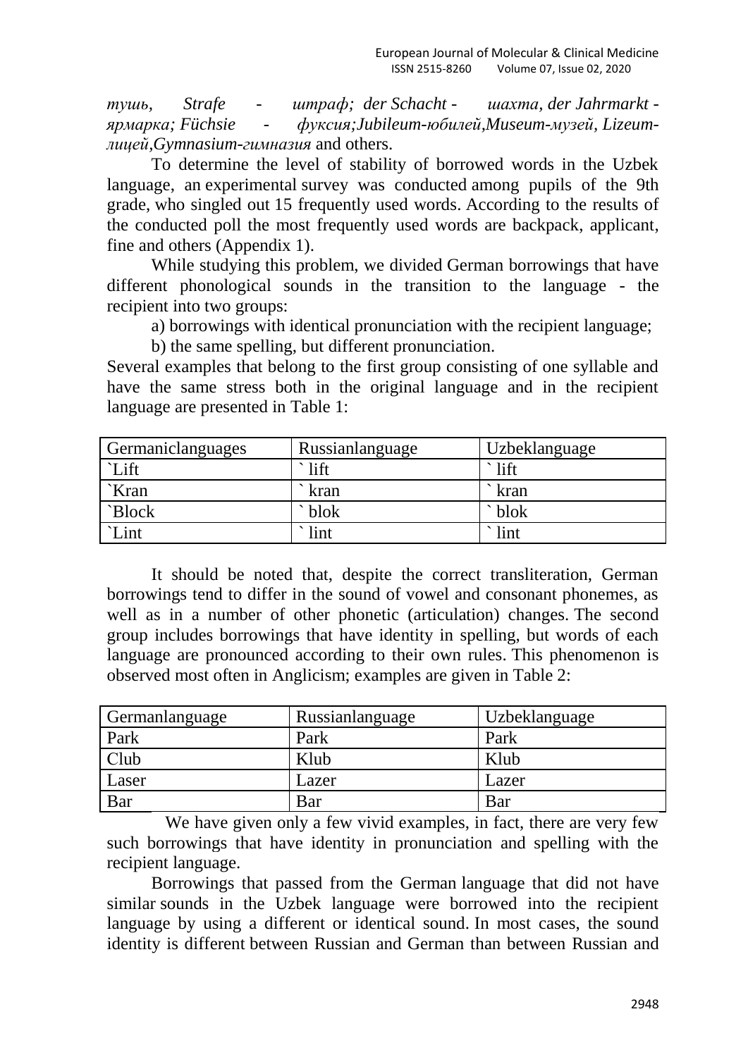*тушь, Strafe - штраф; der Schacht - шахта, der Jahrmarkt - ярмарка; Füchsie - фуксия;Jubileum-юбилей,Museum-музей, Lizeum-лицей,Gymnasium-гимназия* and others.

To determine the level of stability of borrowed words in the Uzbek language, an experimental survey was conducted among pupils of the 9th grade, who singled out 15 frequently used words. According to the results of the conducted poll the most frequently used words are backpack, applicant, fine and others (Appendix 1).

While studying this problem, we divided German borrowings that have different phonological sounds in the transition to the language - the recipient into two groups:

a) borrowings with identical pronunciation with the recipient language;

b) the same spelling, but different pronunciation.

Several examples that belong to the first group consisting of one syllable and have the same stress both in the original language and in the recipient language are presented in Table 1:

| Germaniclanguages | Russianlanguage | Uzbeklanguage |
| --- | --- | --- |
| `Lift | ` lift | ` lift |
| `Kran | ` kran | ` kran |
| `Block | ` blok | ` blok |
| `Lint | ` lint | ` lint |

It should be noted that, despite the correct transliteration, German borrowings tend to differ in the sound of vowel and consonant phonemes, as well as in a number of other phonetic (articulation) changes. The second group includes borrowings that have identity in spelling, but words of each language are pronounced according to their own rules. This phenomenon is observed most often in Anglicism; examples are given in Table 2:

| Germanlanguage | Russianlanguage | Uzbeklanguage |
| --- | --- | --- |
| Park | Park | Park |
| Club | Klub | Klub |
| Laser | Lazer | Lazer |
| Bar | Bar | Bar |

We have given only a few vivid examples, in fact, there are very few such borrowings that have identity in pronunciation and spelling with the recipient language.

Borrowings that passed from the German language that did not have similar sounds in the Uzbek language were borrowed into the recipient language by using a different or identical sound. In most cases, the sound identity is different between Russian and German than between Russian and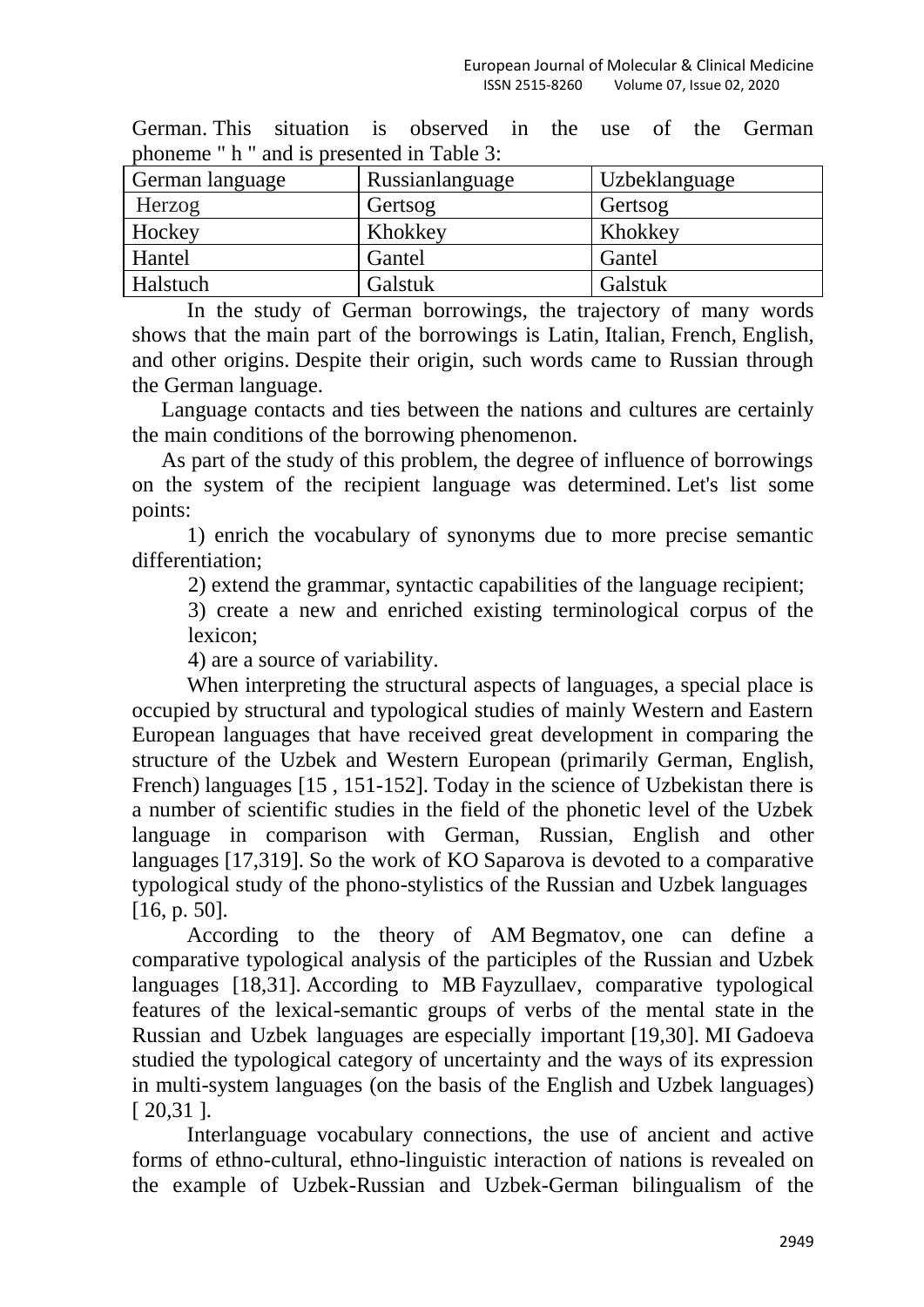German. This situation is observed in the use of the German phoneme " h " and is presented in Table 3:

| German language | Russianlanguage | Uzbeklanguage |
|---|---|---|
| Herzog | Gertsog | Gertsog |
| Hockey | Khokkey | Khokkey |
| Hantel | Gantel | Gantel |
| Halstuch | Galstuk | Galstuk |

In the study of German borrowings, the trajectory of many words shows that the main part of the borrowings is Latin, Italian, French, English, and other origins. Despite their origin, such words came to Russian through the German language.

Language contacts and ties between the nations and cultures are certainly the main conditions of the borrowing phenomenon.

As part of the study of this problem, the degree of influence of borrowings on the system of the recipient language was determined. Let's list some points:

1) enrich the vocabulary of synonyms due to more precise semantic differentiation;

2) extend the grammar, syntactic capabilities of the language recipient;

3) create a new and enriched existing terminological corpus of the lexicon;

4) are a source of variability.

When interpreting the structural aspects of languages, a special place is occupied by structural and typological studies of mainly Western and Eastern European languages that have received great development in comparing the structure of the Uzbek and Western European (primarily German, English, French) languages [15 , 151-152]. Today in the science of Uzbekistan there is a number of scientific studies in the field of the phonetic level of the Uzbek language in comparison with German, Russian, English and other languages [17,319]. So the work of KO Saparova is devoted to a comparative typological study of the phono-stylistics of the Russian and Uzbek languages [16, p. 50].

According to the theory of AM Begmatov, one can define a comparative typological analysis of the participles of the Russian and Uzbek languages [18,31]. According to MB Fayzullaev, comparative typological features of the lexical-semantic groups of verbs of the mental state in the Russian and Uzbek languages are especially important [19,30]. MI Gadoeva studied the typological category of uncertainty and the ways of its expression in multi-system languages (on the basis of the English and Uzbek languages) [ 20,31 ].

Interlanguage vocabulary connections, the use of ancient and active forms of ethno-cultural, ethno-linguistic interaction of nations is revealed on the example of Uzbek-Russian and Uzbek-German bilingualism of the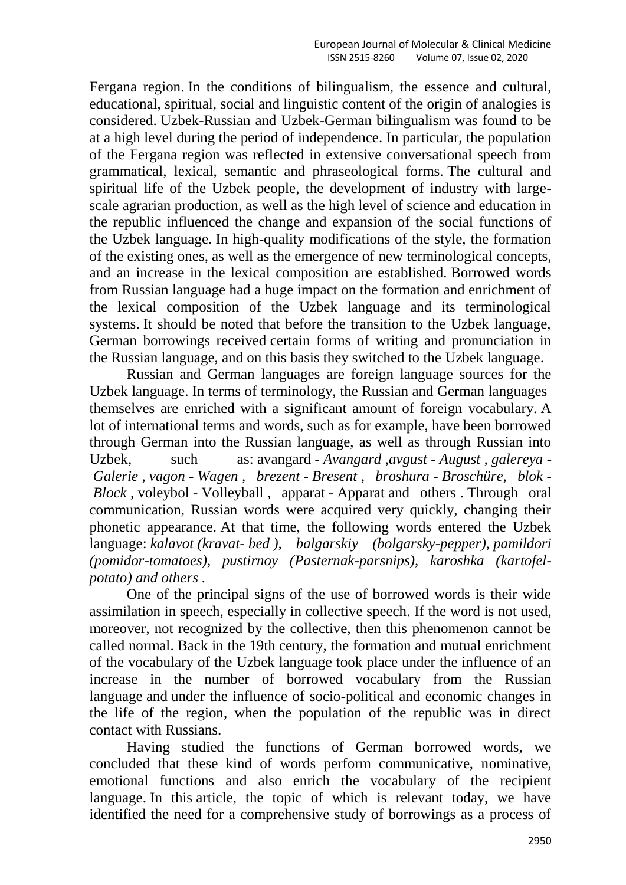Fergana region. In the conditions of bilingualism, the essence and cultural, educational, spiritual, social and linguistic content of the origin of analogies is considered. Uzbek-Russian and Uzbek-German bilingualism was found to be at a high level during the period of independence. In particular, the population of the Fergana region was reflected in extensive conversational speech from grammatical, lexical, semantic and phraseological forms. The cultural and spiritual life of the Uzbek people, the development of industry with large-scale agrarian production, as well as the high level of science and education in the republic influenced the change and expansion of the social functions of the Uzbek language. In high-quality modifications of the style, the formation of the existing ones, as well as the emergence of new terminological concepts, and an increase in the lexical composition are established. Borrowed words from Russian language had a huge impact on the formation and enrichment of the lexical composition of the Uzbek language and its terminological systems. It should be noted that before the transition to the Uzbek language, German borrowings received certain forms of writing and pronunciation in the Russian language, and on this basis they switched to the Uzbek language.

Russian and German languages are foreign language sources for the Uzbek language. In terms of terminology, the Russian and German languages themselves are enriched with a significant amount of foreign vocabulary. A lot of international terms and words, such as for example, have been borrowed through German into the Russian language, as well as through Russian into Uzbek, such as: avangard - *Avangard* ,*avgust* - *August* , *galereya* - *Galerie* , *vagon* - *Wagen* , *brezent* - *Bresent* , *broshura* - *Broschüre*, *blok* - *Block* , voleybol - Volleyball , apparat - Apparat and others . Through oral communication, Russian words were acquired very quickly, changing their phonetic appearance. At that time, the following words entered the Uzbek language: *kalavot (kravat- bed ), balgarskiy (bolgarsky-pepper), pamildori (pomidor-tomatoes), pustirnoy (Pasternak-parsnips), karoshka (kartofel-potato) and others* .

One of the principal signs of the use of borrowed words is their wide assimilation in speech, especially in collective speech. If the word is not used, moreover, not recognized by the collective, then this phenomenon cannot be called normal. Back in the 19th century, the formation and mutual enrichment of the vocabulary of the Uzbek language took place under the influence of an increase in the number of borrowed vocabulary from the Russian language and under the influence of socio-political and economic changes in the life of the region, when the population of the republic was in direct contact with Russians.

Having studied the functions of German borrowed words, we concluded that these kind of words perform communicative, nominative, emotional functions and also enrich the vocabulary of the recipient language. In this article, the topic of which is relevant today, we have identified the need for a comprehensive study of borrowings as a process of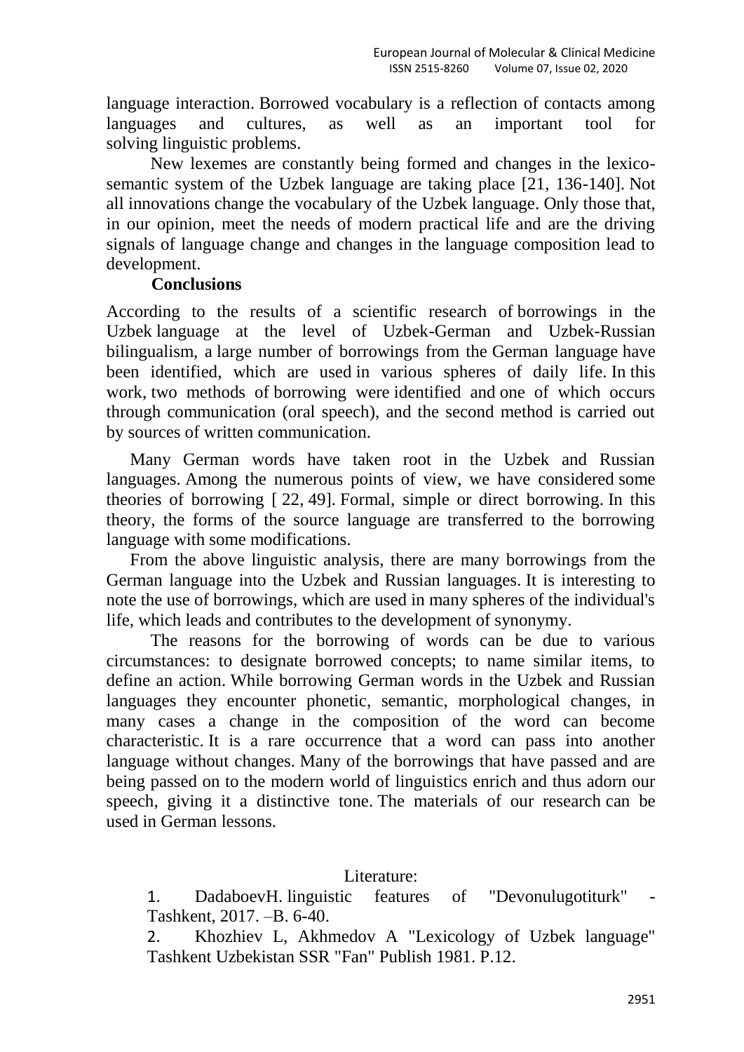language interaction. Borrowed vocabulary is a reflection of contacts among languages and cultures, as well as an important tool for solving linguistic problems.

New lexemes are constantly being formed and changes in the lexico-semantic system of the Uzbek language are taking place [21, 136-140]. Not all innovations change the vocabulary of the Uzbek language. Only those that, in our opinion, meet the needs of modern practical life and are the driving signals of language change and changes in the language composition lead to development.

## Conclusions

According to the results of a scientific research of borrowings in the Uzbek language at the level of Uzbek-German and Uzbek-Russian bilingualism, a large number of borrowings from the German language have been identified, which are used in various spheres of daily life. In this work, two methods of borrowing were identified and one of which occurs through communication (oral speech), and the second method is carried out by sources of written communication.

Many German words have taken root in the Uzbek and Russian languages. Among the numerous points of view, we have considered some theories of borrowing [ 22, 49]. Formal, simple or direct borrowing. In this theory, the forms of the source language are transferred to the borrowing language with some modifications.

From the above linguistic analysis, there are many borrowings from the German language into the Uzbek and Russian languages. It is interesting to note the use of borrowings, which are used in many spheres of the individual's life, which leads and contributes to the development of synonymy.

The reasons for the borrowing of words can be due to various circumstances: to designate borrowed concepts; to name similar items, to define an action. While borrowing German words in the Uzbek and Russian languages they encounter phonetic, semantic, morphological changes, in many cases a change in the composition of the word can become characteristic. It is a rare occurrence that a word can pass into another language without changes. Many of the borrowings that have passed and are being passed on to the modern world of linguistics enrich and thus adorn our speech, giving it a distinctive tone. The materials of our research can be used in German lessons.

## Literature:

1. DadaboevH. linguistic features of "Devonulugotiturk" - Tashkent, 2017. –B. 6-40.
2. Khozhiev L, Akhmedov A "Lexicology of Uzbek language" Tashkent Uzbekistan SSR "Fan" Publish 1981. P.12.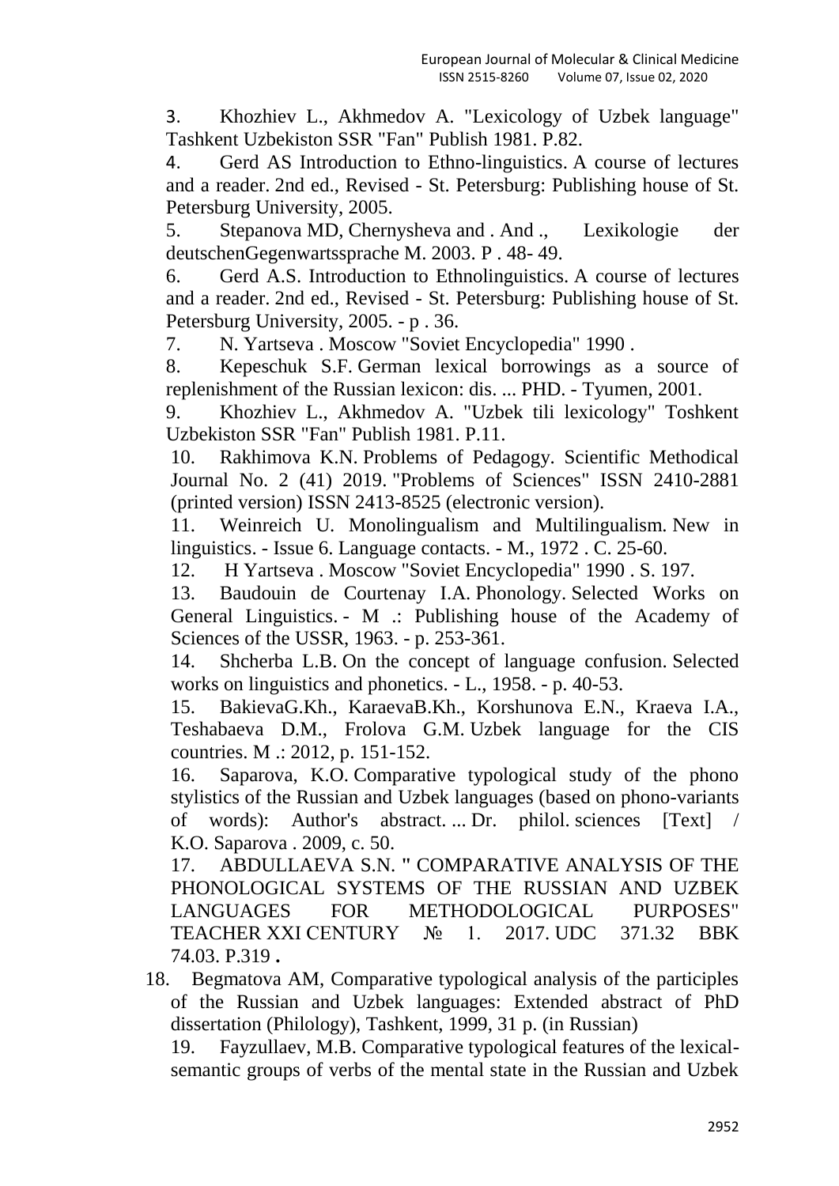3. Khozhiev L., Akhmedov A. "Lexicology of Uzbek language" Tashkent Uzbekiston SSR "Fan" Publish 1981. P.82.
4. Gerd AS Introduction to Ethno-linguistics. A course of lectures and a reader. 2nd ed., Revised - St. Petersburg: Publishing house of St. Petersburg University, 2005.
5. Stepanova MD, Chernysheva and . And ., Lexikologie der deutschenGegenwartssprache M. 2003. P . 48- 49.
6. Gerd A.S. Introduction to Ethnolinguistics. A course of lectures and a reader. 2nd ed., Revised - St. Petersburg: Publishing house of St. Petersburg University, 2005. - p . 36.
7. N. Yartseva . Moscow "Soviet Encyclopedia" 1990 .
8. Kepeschuk S.F. German lexical borrowings as a source of replenishment of the Russian lexicon: dis. ... PHD. - Tyumen, 2001.
9. Khozhiev L., Akhmedov A. "Uzbek tili lexicology" Toshkent Uzbekiston SSR "Fan" Publish 1981. P.11.
10. Rakhimova K.N. Problems of Pedagogy. Scientific Methodical Journal No. 2 (41) 2019. "Problems of Sciences" ISSN 2410-2881 (printed version) ISSN 2413-8525 (electronic version).
11. Weinreich U. Monolingualism and Multilingualism. New in linguistics. - Issue 6. Language contacts. - M., 1972 . C. 25-60.
12. H Yartseva . Moscow "Soviet Encyclopedia" 1990 . S. 197.
13. Baudouin de Courtenay I.A. Phonology. Selected Works on General Linguistics. - M .: Publishing house of the Academy of Sciences of the USSR, 1963. - p. 253-361.
14. Shcherba L.B. On the concept of language confusion. Selected works on linguistics and phonetics. - L., 1958. - p. 40-53.
15. BakievaG.Kh., KaraevaB.Kh., Korshunova E.N., Kraeva I.A., Teshabaeva D.M., Frolova G.M. Uzbek language for the CIS countries. M .: 2012, p. 151-152.
16. Saparova, K.O. Comparative typological study of the phono stylistics of the Russian and Uzbek languages (based on phono-variants of words): Author's abstract. ... Dr. philol. sciences [Text] / K.O. Saparova . 2009, c. 50.
17. ABDULLAEVA S.N. " COMPARATIVE ANALYSIS OF THE PHONOLOGICAL SYSTEMS OF THE RUSSIAN AND UZBEK LANGUAGES FOR METHODOLOGICAL PURPOSES" TEACHER XXI CENTURY № 1. 2017. UDC 371.32 BBK 74.03. P.319 **.**
18. Begmatova AM, Comparative typological analysis of the participles of the Russian and Uzbek languages: Extended abstract of PhD dissertation (Philology), Tashkent, 1999, 31 p. (in Russian)
19. Fayzullaev, M.B. Comparative typological features of the lexical-semantic groups of verbs of the mental state in the Russian and Uzbek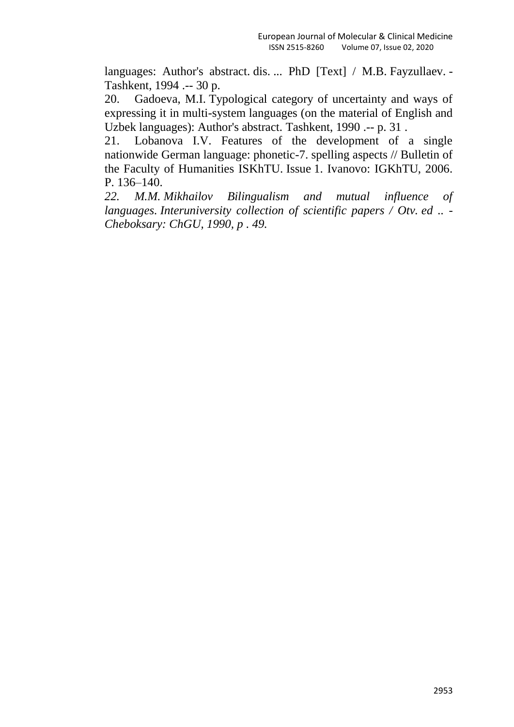languages: Author's abstract. dis. ... PhD [Text] / M.B. Fayzullaev. - Tashkent, 1994 .-- 30 p.

20. Gadoeva, M.I. Typological category of uncertainty and ways of expressing it in multi-system languages (on the material of English and Uzbek languages): Author's abstract. Tashkent, 1990 .-- p. 31 .

21. Lobanova I.V. Features of the development of a single nationwide German language: phonetic-7. spelling aspects // Bulletin of the Faculty of Humanities ISKhTU. Issue 1. Ivanovo: IGKhTU, 2006. P. 136–140.

*22. M.M. Mikhailov Bilingualism and mutual influence of languages. Interuniversity collection of scientific papers / Otv. ed .. - Cheboksary: ChGU, 1990, p . 49.*